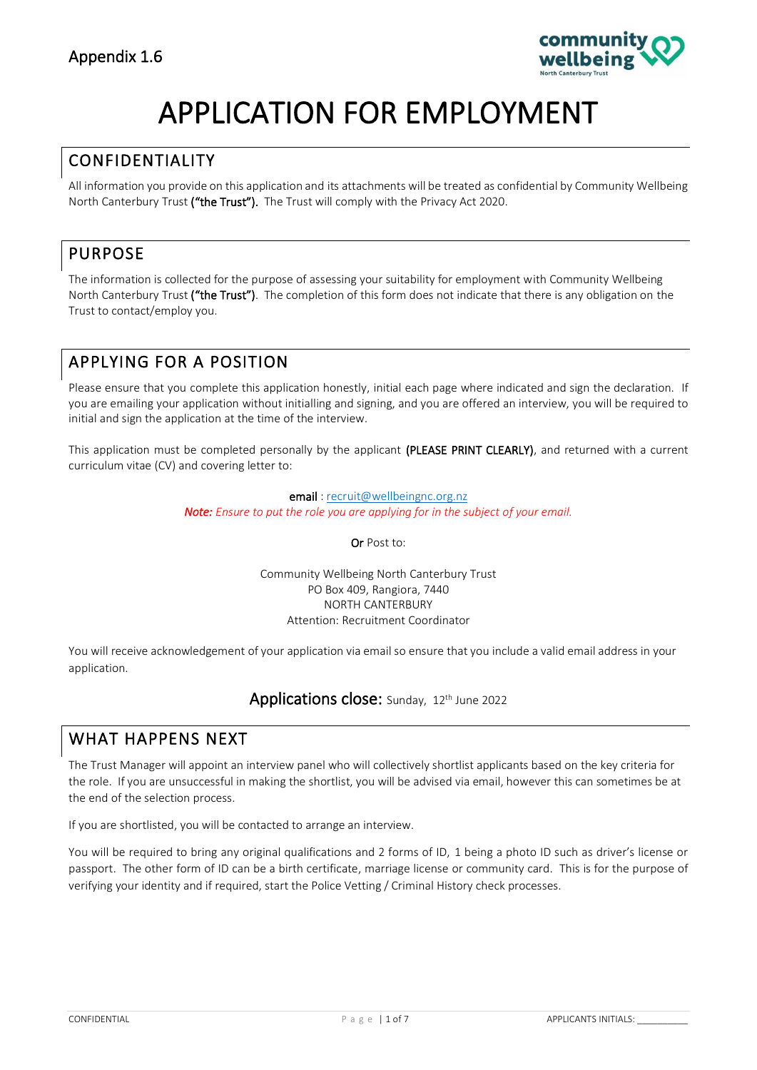Appendix 1.6

# APPLICATION FOR EMPLOYMENT

## CONFIDENTIALITY

All information you provide on this application and its attachments will be treated as confidential by Community Wellbeing North Canterbury Trust **("the Trust").** The Trust will comply with the Privacy Act 2020.

## PURPOSE

The information is collected for the purpose of assessing your suitability for employment with Community Wellbeing North Canterbury Trust **("the Trust")**. The completion of this form does not indicate that there is any obligation on the Trust to contact/employ you.

## APPLYING FOR A POSITION

Please ensure that you complete this application honestly, initial each page where indicated and sign the declaration. If you are emailing your application without initialling and signing, and you are offered an interview, you will be required to initial and sign the application at the time of the interview.

This application must be completed personally by the applicant **(PLEASE PRINT CLEARLY)**, and returned with a current curriculum vitae (CV) and covering letter to:

**email** : recruit@wellbeingnc.org.nz
***Note:*** *Ensure to put the role you are applying for in the subject of your email.*

**Or** Post to:

Community Wellbeing North Canterbury Trust
PO Box 409, Rangiora, 7440
NORTH CANTERBURY
Attention: Recruitment Coordinator

You will receive acknowledgement of your application via email so ensure that you include a valid email address in your application.

**Applications close:** Sunday, 12th June 2022

## WHAT HAPPENS NEXT

The Trust Manager will appoint an interview panel who will collectively shortlist applicants based on the key criteria for the role. If you are unsuccessful in making the shortlist, you will be advised via email, however this can sometimes be at the end of the selection process.

If you are shortlisted, you will be contacted to arrange an interview.

You will be required to bring any original qualifications and 2 forms of ID, 1 being a photo ID such as driver's license or passport. The other form of ID can be a birth certificate, marriage license or community card. This is for the purpose of verifying your identity and if required, start the Police Vetting / Criminal History check processes.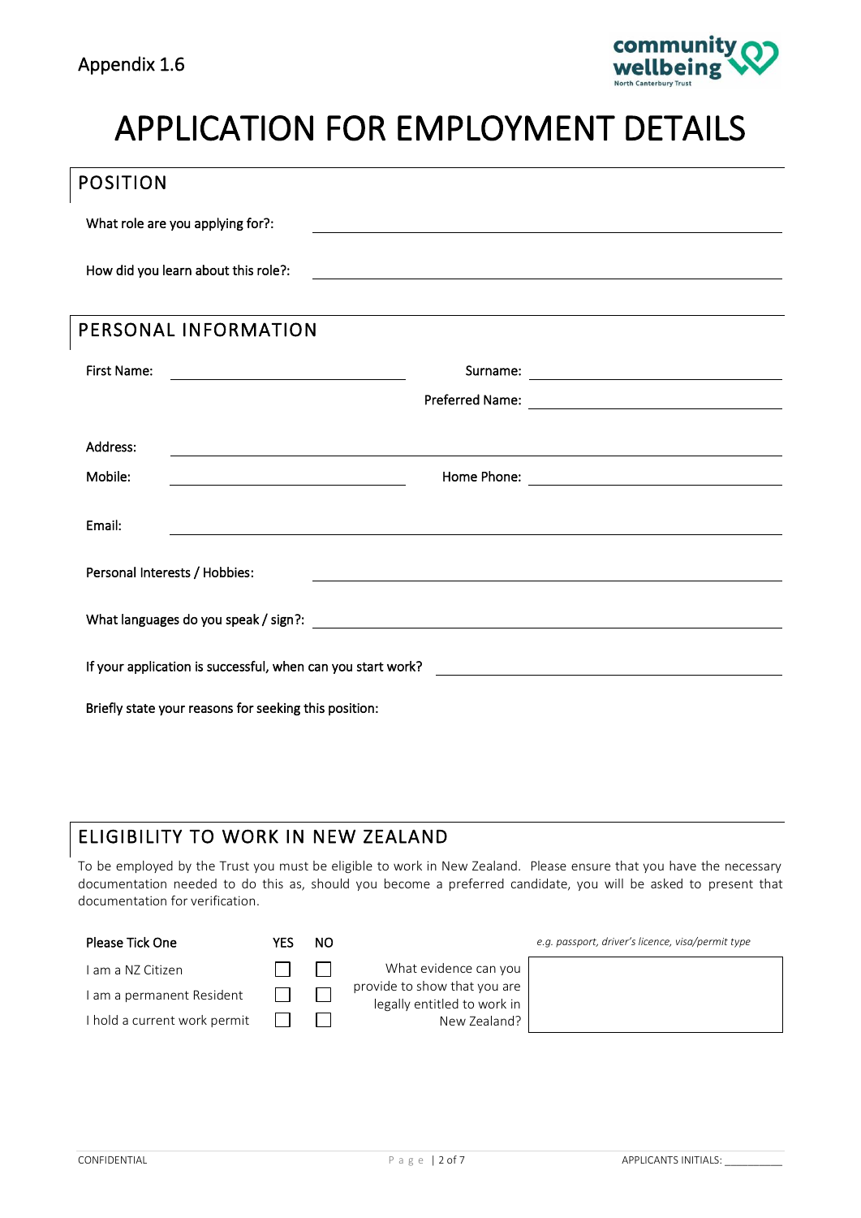Appendix 1.6

# APPLICATION FOR EMPLOYMENT DETAILS

## POSITION

What role are you applying for?: ______________________________

How did you learn about this role?: ______________________________

## PERSONAL INFORMATION

First Name: ______________________ Surname: ______________________

Preferred Name: ______________________

Address: ______________________________

Mobile: ______________________ Home Phone: ______________________

Email: ______________________________

Personal Interests / Hobbies: ______________________________

What languages do you speak / sign?: ______________________________

If your application is successful, when can you start work? ______________________________

Briefly state your reasons for seeking this position:

## ELIGIBILITY TO WORK IN NEW ZEALAND

To be employed by the Trust you must be eligible to work in New Zealand. Please ensure that you have the necessary documentation needed to do this as, should you become a preferred candidate, you will be asked to present that documentation for verification.

| Please Tick One | YES | NO |
|---|---|---|
| I am a NZ Citizen | ☐ | ☐ |
| I am a permanent Resident | ☐ | ☐ |
| I hold a current work permit | ☐ | ☐ |

What evidence can you provide to show that you are legally entitled to work in New Zealand?

*e.g. passport, driver's licence, visa/permit type*

CONFIDENTIAL

APPLICANTS INITIALS: __________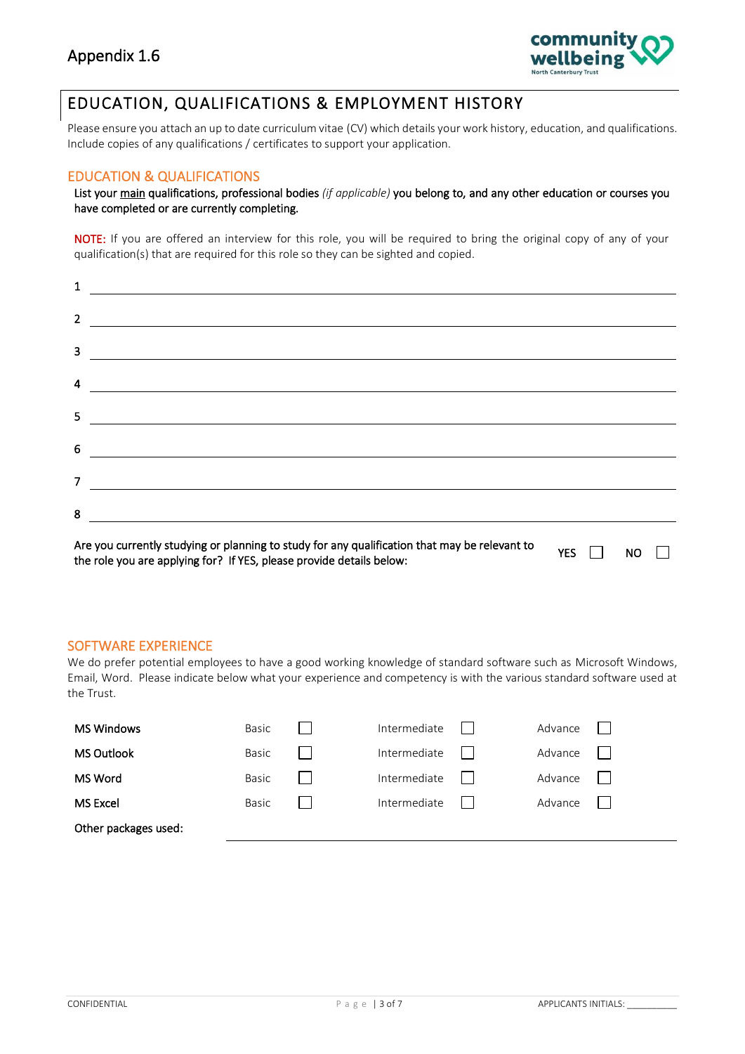Appendix 1.6

# EDUCATION, QUALIFICATIONS & EMPLOYMENT HISTORY

Please ensure you attach an up to date curriculum vitae (CV) which details your work history, education, and qualifications. Include copies of any qualifications / certificates to support your application.

## EDUCATION & QUALIFICATIONS

List your main qualifications, professional bodies *(if applicable)* you belong to, and any other education or courses you have completed or are currently completing.

NOTE: If you are offered an interview for this role, you will be required to bring the original copy of any of your qualification(s) that are required for this role so they can be sighted and copied.

1 ______________________________

2 ______________________________

3 ______________________________

4 ______________________________

5 ______________________________

6 ______________________________

7 ______________________________

8 ______________________________

Are you currently studying or planning to study for any qualification that may be relevant to the role you are applying for? If YES, please provide details below: YES ☐ NO ☐

## SOFTWARE EXPERIENCE

We do prefer potential employees to have a good working knowledge of standard software such as Microsoft Windows, Email, Word. Please indicate below what your experience and competency is with the various standard software used at the Trust.

| | | | |
|---|---|---|---|
| MS Windows | Basic ☐ | Intermediate ☐ | Advance ☐ |
| MS Outlook | Basic ☐ | Intermediate ☐ | Advance ☐ |
| MS Word | Basic ☐ | Intermediate ☐ | Advance ☐ |
| MS Excel | Basic ☐ | Intermediate ☐ | Advance ☐ |

Other packages used: ______________________________

CONFIDENTIAL APPLICANTS INITIALS: __________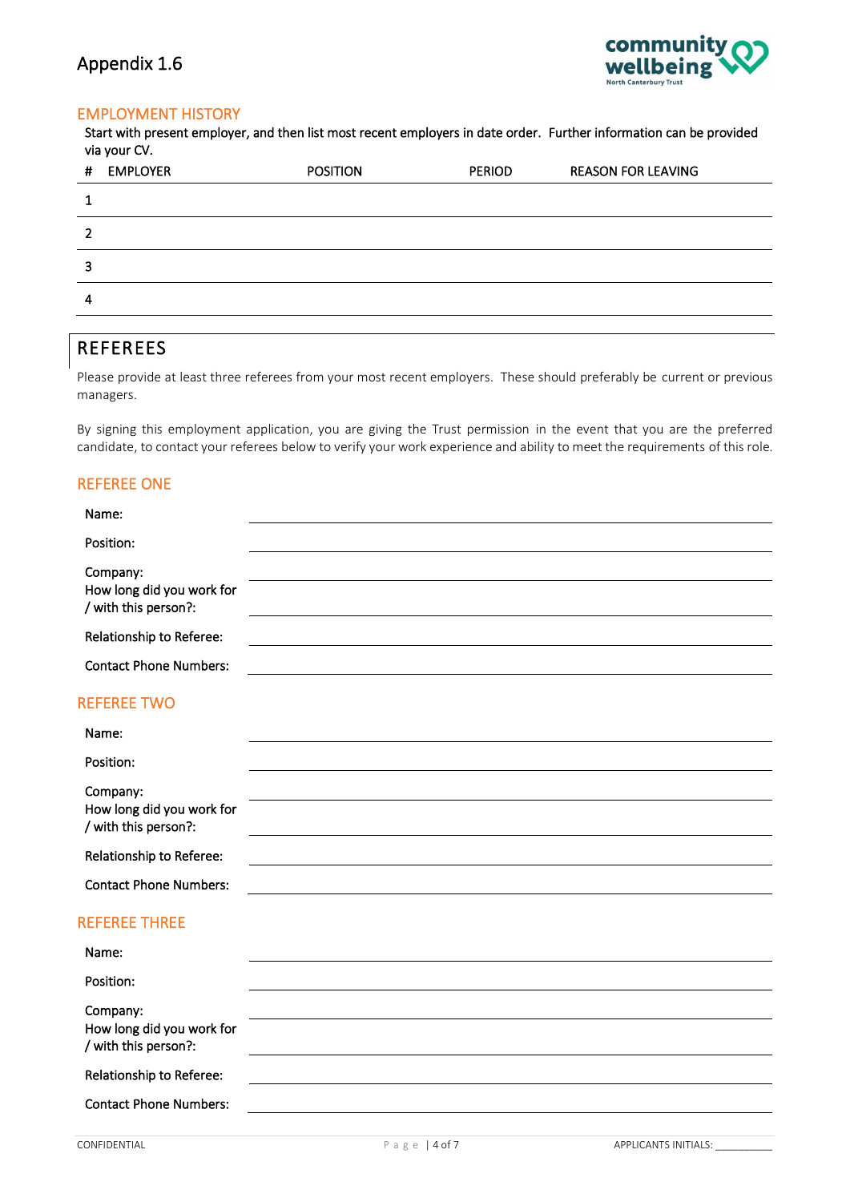Appendix 1.6

## EMPLOYMENT HISTORY

Start with present employer, and then list most recent employers in date order. Further information can be provided via your CV.

| # | EMPLOYER | POSITION | PERIOD | REASON FOR LEAVING |
|---|---|---|---|---|
| 1 | | | | |
| 2 | | | | |
| 3 | | | | |
| 4 | | | | |

# REFEREES

Please provide at least three referees from your most recent employers. These should preferably be current or previous managers.

By signing this employment application, you are giving the Trust permission in the event that you are the preferred candidate, to contact your referees below to verify your work experience and ability to meet the requirements of this role.

## REFEREE ONE

Name: ______________________

Position: ______________________

Company: ______________________

How long did you work for / with this person?: ______________________

Relationship to Referee: ______________________

Contact Phone Numbers: ______________________

## REFEREE TWO

Name: ______________________

Position: ______________________

Company: ______________________

How long did you work for / with this person?: ______________________

Relationship to Referee: ______________________

Contact Phone Numbers: ______________________

## REFEREE THREE

Name: ______________________

Position: ______________________

Company: ______________________

How long did you work for / with this person?: ______________________

Relationship to Referee: ______________________

Contact Phone Numbers: ______________________

CONFIDENTIAL

APPLICANTS INITIALS: __________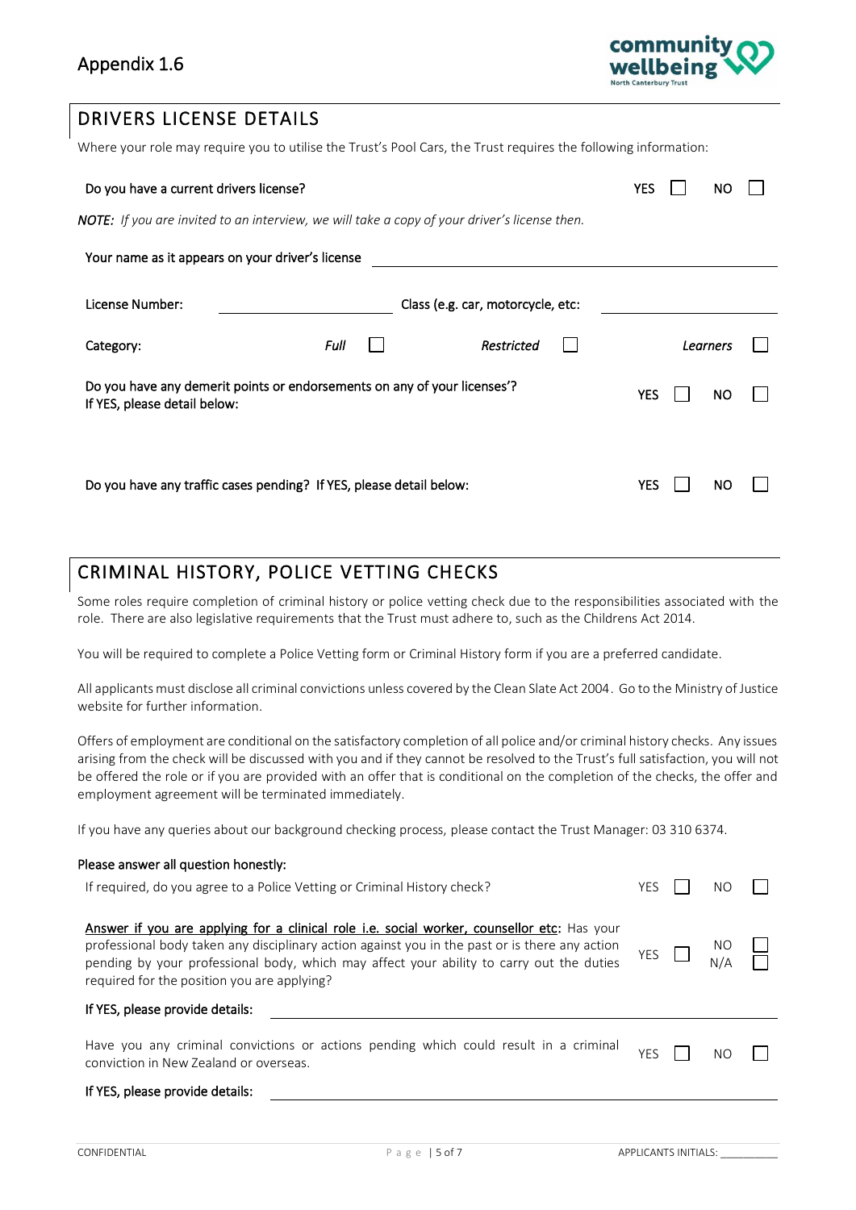Appendix 1.6

## DRIVERS LICENSE DETAILS

Where your role may require you to utilise the Trust's Pool Cars, the Trust requires the following information:

Do you have a current drivers license? YES ☐ NO ☐

*NOTE: If you are invited to an interview, we will take a copy of your driver's license then.*

Your name as it appears on your driver's license ______________________________

License Number: ____________________ Class (e.g. car, motorcycle, etc: ____________________

Category: *Full* ☐ *Restricted* ☐ *Learners* ☐

Do you have any demerit points or endorsements on any of your licenses'?
If YES, please detail below: YES ☐ NO ☐

Do you have any traffic cases pending? If YES, please detail below: YES ☐ NO ☐

## CRIMINAL HISTORY, POLICE VETTING CHECKS

Some roles require completion of criminal history or police vetting check due to the responsibilities associated with the role. There are also legislative requirements that the Trust must adhere to, such as the Childrens Act 2014.

You will be required to complete a Police Vetting form or Criminal History form if you are a preferred candidate.

All applicants must disclose all criminal convictions unless covered by the Clean Slate Act 2004. Go to the Ministry of Justice website for further information.

Offers of employment are conditional on the satisfactory completion of all police and/or criminal history checks. Any issues arising from the check will be discussed with you and if they cannot be resolved to the Trust's full satisfaction, you will not be offered the role or if you are provided with an offer that is conditional on the completion of the checks, the offer and employment agreement will be terminated immediately.

If you have any queries about our background checking process, please contact the Trust Manager: 03 310 6374.

**Please answer all question honestly:**

If required, do you agree to a Police Vetting or Criminal History check? YES ☐ NO ☐

Answer if you are applying for a clinical role i.e. social worker, counsellor etc: Has your professional body taken any disciplinary action against you in the past or is there any action pending by your professional body, which may affect your ability to carry out the duties required for the position you are applying? YES ☐ NO ☐ N/A ☐

If YES, please provide details: ______________________________

Have you any criminal convictions or actions pending which could result in a criminal conviction in New Zealand or overseas. YES ☐ NO ☐

If YES, please provide details: ______________________________

CONFIDENTIAL APPLICANTS INITIALS: __________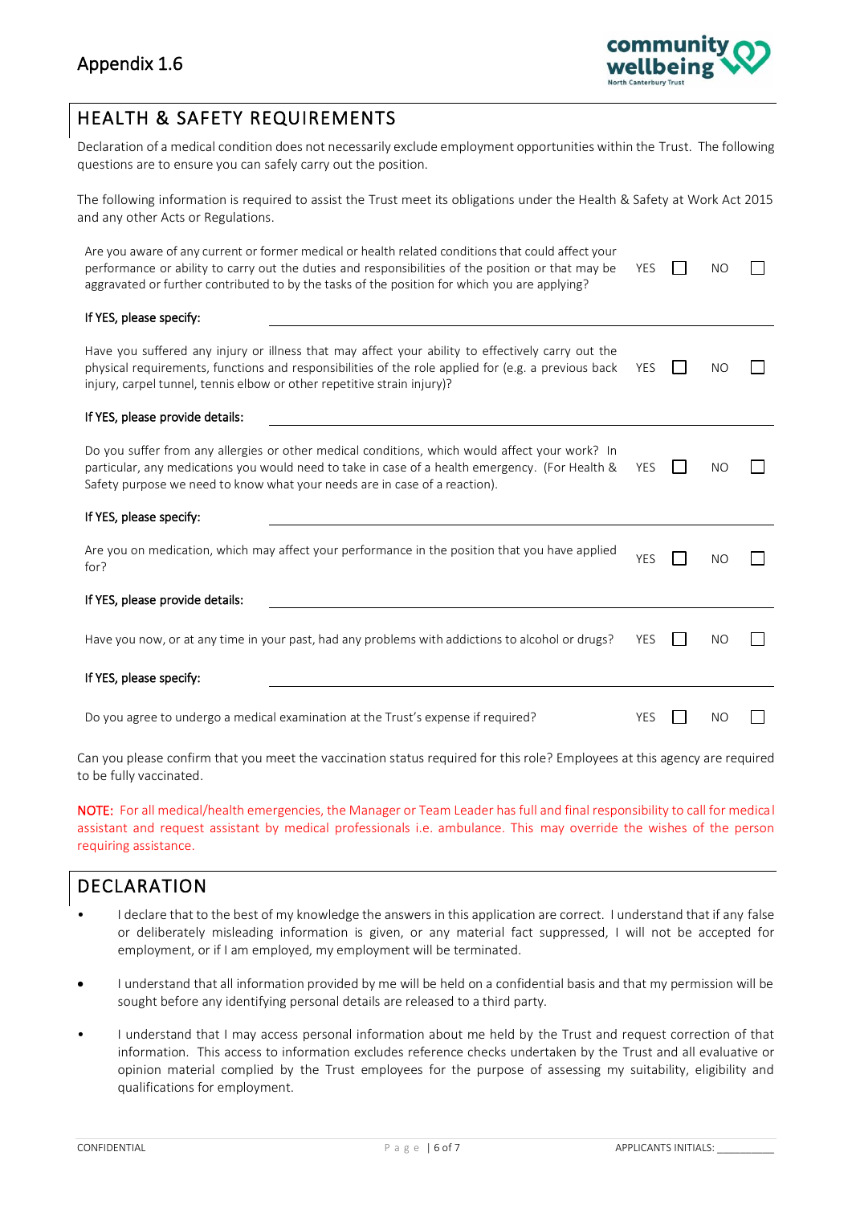Appendix 1.6

## HEALTH & SAFETY REQUIREMENTS

Declaration of a medical condition does not necessarily exclude employment opportunities within the Trust. The following questions are to ensure you can safely carry out the position.

The following information is required to assist the Trust meet its obligations under the Health & Safety at Work Act 2015 and any other Acts or Regulations.

| Question | | |
|---|---|---|
| Are you aware of any current or former medical or health related conditions that could affect your performance or ability to carry out the duties and responsibilities of the position or that may be aggravated or further contributed to by the tasks of the position for which you are applying? | YES ☐ | NO ☐ |
| **If YES, please specify:** ___________________________ | | |
| Have you suffered any injury or illness that may affect your ability to effectively carry out the physical requirements, functions and responsibilities of the role applied for (e.g. a previous back injury, carpel tunnel, tennis elbow or other repetitive strain injury)? | YES ☐ | NO ☐ |
| **If YES, please provide details:** ___________________________ | | |
| Do you suffer from any allergies or other medical conditions, which would affect your work? In particular, any medications you would need to take in case of a health emergency. (For Health & Safety purpose we need to know what your needs are in case of a reaction). | YES ☐ | NO ☐ |
| **If YES, please specify:** ___________________________ | | |
| Are you on medication, which may affect your performance in the position that you have applied for? | YES ☐ | NO ☐ |
| **If YES, please provide details:** ___________________________ | | |
| Have you now, or at any time in your past, had any problems with addictions to alcohol or drugs? | YES ☐ | NO ☐ |
| **If YES, please specify:** ___________________________ | | |
| Do you agree to undergo a medical examination at the Trust's expense if required? | YES ☐ | NO ☐ |

Can you please confirm that you meet the vaccination status required for this role? Employees at this agency are required to be fully vaccinated.

NOTE: For all medical/health emergencies, the Manager or Team Leader has full and final responsibility to call for medical assistant and request assistant by medical professionals i.e. ambulance. This may override the wishes of the person requiring assistance.

## DECLARATION

- I declare that to the best of my knowledge the answers in this application are correct. I understand that if any false or deliberately misleading information is given, or any material fact suppressed, I will not be accepted for employment, or if I am employed, my employment will be terminated.
- I understand that all information provided by me will be held on a confidential basis and that my permission will be sought before any identifying personal details are released to a third party.
- I understand that I may access personal information about me held by the Trust and request correction of that information. This access to information excludes reference checks undertaken by the Trust and all evaluative or opinion material complied by the Trust employees for the purpose of assessing my suitability, eligibility and qualifications for employment.

CONFIDENTIAL APPLICANTS INITIALS: __________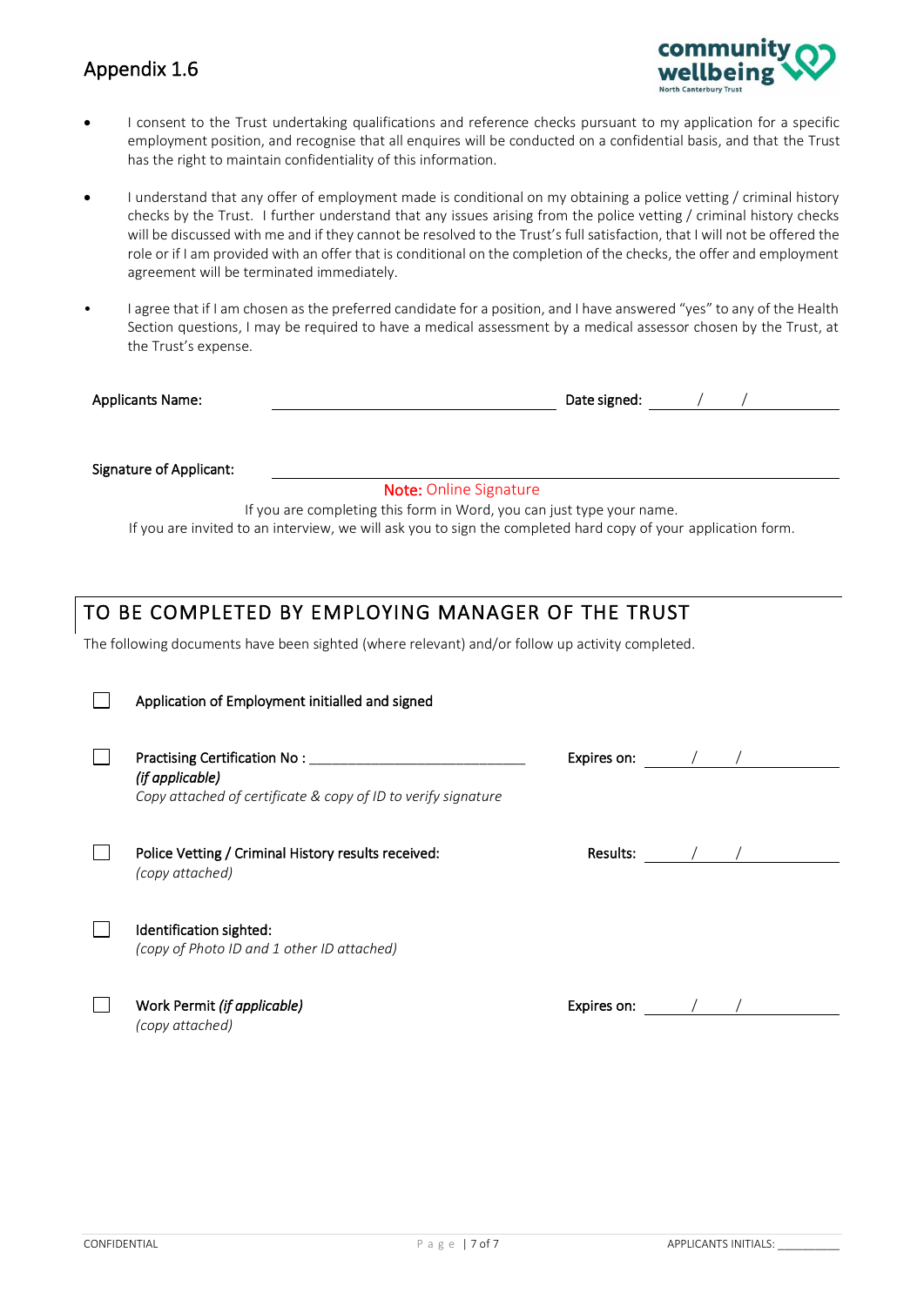## Appendix 1.6

- I consent to the Trust undertaking qualifications and reference checks pursuant to my application for a specific employment position, and recognise that all enquires will be conducted on a confidential basis, and that the Trust has the right to maintain confidentiality of this information.
- I understand that any offer of employment made is conditional on my obtaining a police vetting / criminal history checks by the Trust. I further understand that any issues arising from the police vetting / criminal history checks will be discussed with me and if they cannot be resolved to the Trust's full satisfaction, that I will not be offered the role or if I am provided with an offer that is conditional on the completion of the checks, the offer and employment agreement will be terminated immediately.
- I agree that if I am chosen as the preferred candidate for a position, and I have answered "yes" to any of the Health Section questions, I may be required to have a medical assessment by a medical assessor chosen by the Trust, at the Trust's expense.

**Applicants Name:** ______________________________ **Date signed:** ____ / ____ / ________

**Signature of Applicant:** ______________________________________________

**Note:** Online Signature

If you are completing this form in Word, you can just type your name.

If you are invited to an interview, we will ask you to sign the completed hard copy of your application form.

## TO BE COMPLETED BY EMPLOYING MANAGER OF THE TRUST

The following documents have been sighted (where relevant) and/or follow up activity completed.

- ☐ **Application of Employment initialled and signed**
- ☐ **Practising Certification No :** ___________________________ **Expires on:** ____ / ____ / ________
  ***(if applicable)***
  *Copy attached of certificate & copy of ID to verify signature*
- ☐ **Police Vetting / Criminal History results received:** **Results:** ____ / ____ / ________
  *(copy attached)*
- ☐ **Identification sighted:**
  *(copy of Photo ID and 1 other ID attached)*
- ☐ **Work Permit *(if applicable)*** **Expires on:** ____ / ____ / ________
  *(copy attached)*

CONFIDENTIAL

APPLICANTS INITIALS: __________